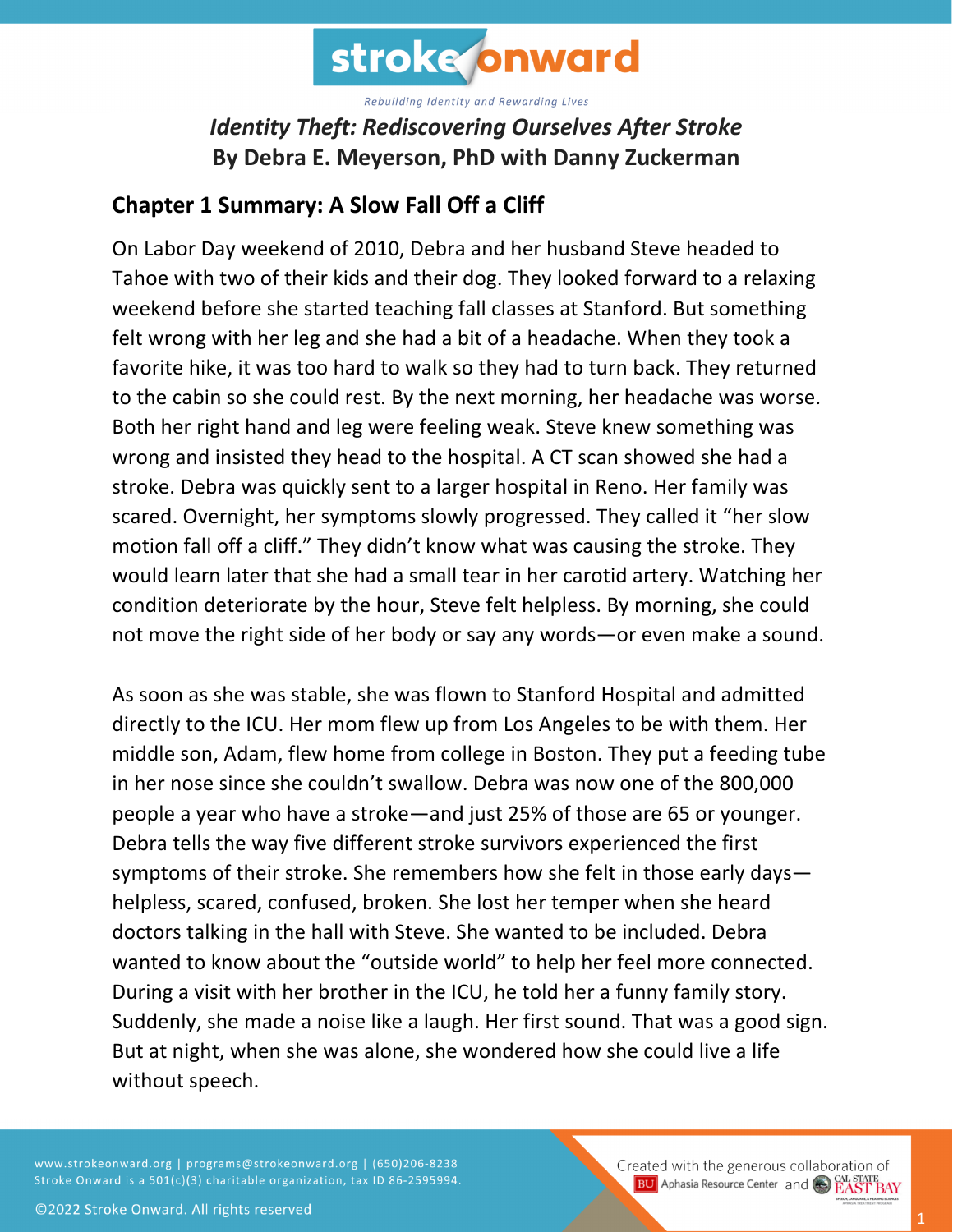# stroke onward

*Rebuilding Identity and Rewarding Lives*

## *Identity Theft: Rediscovering Ourselves After Stroke*
## By Debra E. Meyerson, PhD with Danny Zuckerman

### Chapter 1 Summary: A Slow Fall Off a Cliff

On Labor Day weekend of 2010, Debra and her husband Steve headed to Tahoe with two of their kids and their dog. They looked forward to a relaxing weekend before she started teaching fall classes at Stanford. But something felt wrong with her leg and she had a bit of a headache. When they took a favorite hike, it was too hard to walk so they had to turn back. They returned to the cabin so she could rest. By the next morning, her headache was worse. Both her right hand and leg were feeling weak. Steve knew something was wrong and insisted they head to the hospital. A CT scan showed she had a stroke. Debra was quickly sent to a larger hospital in Reno. Her family was scared. Overnight, her symptoms slowly progressed. They called it "her slow motion fall off a cliff." They didn't know what was causing the stroke. They would learn later that she had a small tear in her carotid artery. Watching her condition deteriorate by the hour, Steve felt helpless. By morning, she could not move the right side of her body or say any words—or even make a sound.

As soon as she was stable, she was flown to Stanford Hospital and admitted directly to the ICU. Her mom flew up from Los Angeles to be with them. Her middle son, Adam, flew home from college in Boston. They put a feeding tube in her nose since she couldn't swallow. Debra was now one of the 800,000 people a year who have a stroke—and just 25% of those are 65 or younger. Debra tells the way five different stroke survivors experienced the first symptoms of their stroke. She remembers how she felt in those early days—helpless, scared, confused, broken. She lost her temper when she heard doctors talking in the hall with Steve. She wanted to be included. Debra wanted to know about the "outside world" to help her feel more connected. During a visit with her brother in the ICU, he told her a funny family story. Suddenly, she made a noise like a laugh. Her first sound. That was a good sign. But at night, when she was alone, she wondered how she could live a life without speech.

www.strokeonward.org | programs@strokeonward.org | (650)206-8238
Stroke Onward is a 501(c)(3) charitable organization, tax ID 86-2595994.

©2022 Stroke Onward. All rights reserved

Created with the generous collaboration of BU Aphasia Resource Center and Cal State East Bay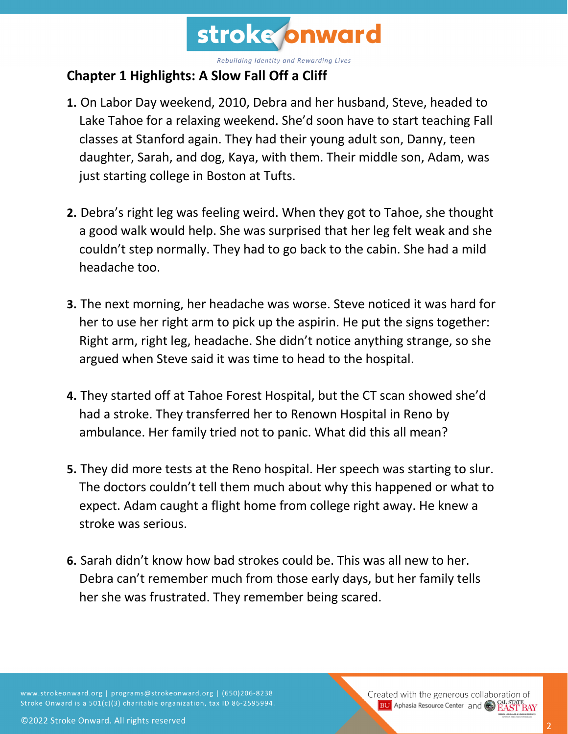## Chapter 1 Highlights: A Slow Fall Off a Cliff

1. On Labor Day weekend, 2010, Debra and her husband, Steve, headed to Lake Tahoe for a relaxing weekend. She'd soon have to start teaching Fall classes at Stanford again. They had their young adult son, Danny, teen daughter, Sarah, and dog, Kaya, with them. Their middle son, Adam, was just starting college in Boston at Tufts.

2. Debra's right leg was feeling weird. When they got to Tahoe, she thought a good walk would help. She was surprised that her leg felt weak and she couldn't step normally. They had to go back to the cabin. She had a mild headache too.

3. The next morning, her headache was worse. Steve noticed it was hard for her to use her right arm to pick up the aspirin. He put the signs together: Right arm, right leg, headache. She didn't notice anything strange, so she argued when Steve said it was time to head to the hospital.

4. They started off at Tahoe Forest Hospital, but the CT scan showed she'd had a stroke. They transferred her to Renown Hospital in Reno by ambulance. Her family tried not to panic. What did this all mean?

5. They did more tests at the Reno hospital. Her speech was starting to slur. The doctors couldn't tell them much about why this happened or what to expect. Adam caught a flight home from college right away. He knew a stroke was serious.

6. Sarah didn't know how bad strokes could be. This was all new to her. Debra can't remember much from those early days, but her family tells her she was frustrated. They remember being scared.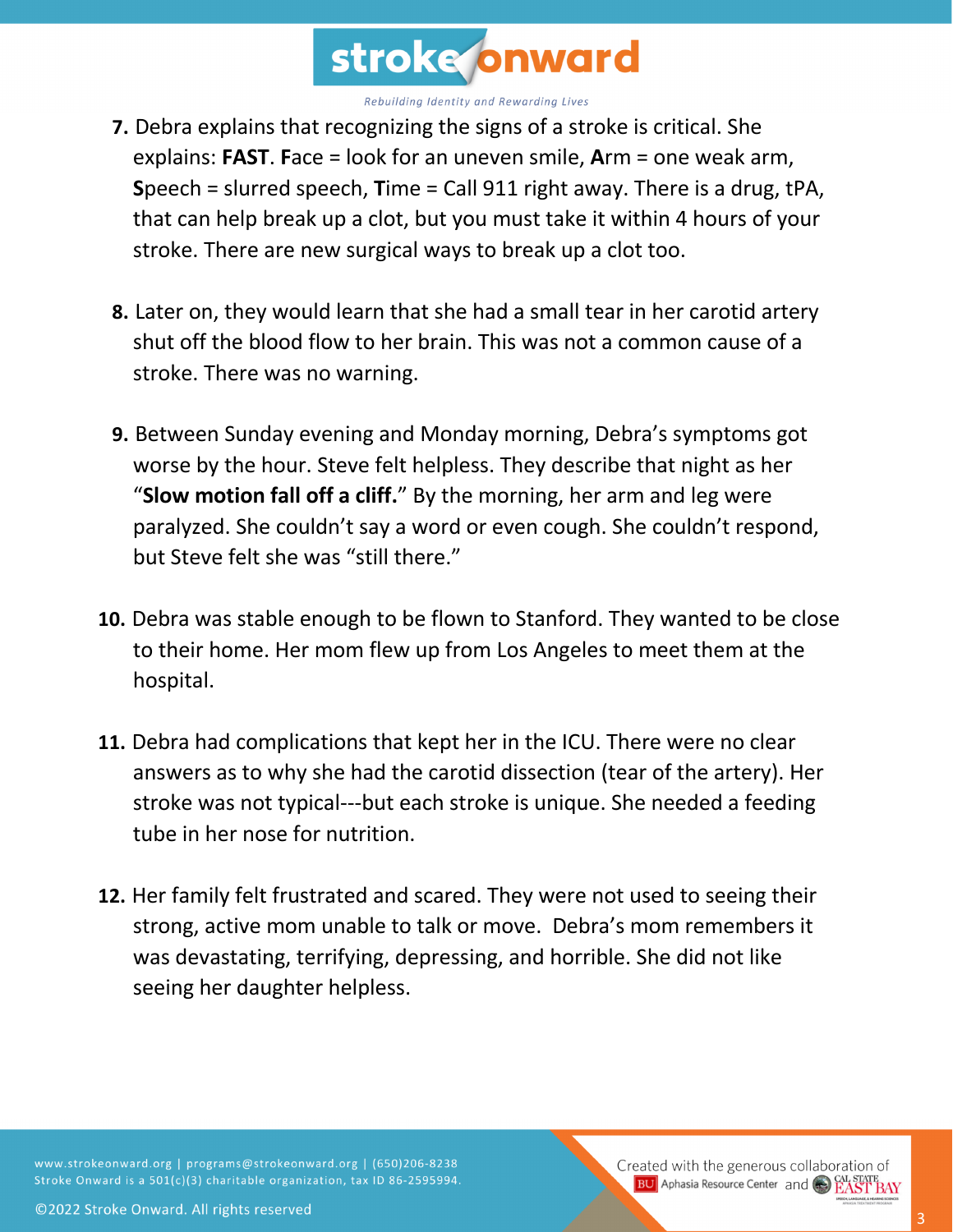7. Debra explains that recognizing the signs of a stroke is critical. She explains: **FAST**. **F**ace = look for an uneven smile, **A**rm = one weak arm, **S**peech = slurred speech, **T**ime = Call 911 right away. There is a drug, tPA, that can help break up a clot, but you must take it within 4 hours of your stroke. There are new surgical ways to break up a clot too.

8. Later on, they would learn that she had a small tear in her carotid artery shut off the blood flow to her brain. This was not a common cause of a stroke. There was no warning.

9. Between Sunday evening and Monday morning, Debra's symptoms got worse by the hour. Steve felt helpless. They describe that night as her "**Slow motion fall off a cliff.**" By the morning, her arm and leg were paralyzed. She couldn't say a word or even cough. She couldn't respond, but Steve felt she was "still there."

10. Debra was stable enough to be flown to Stanford. They wanted to be close to their home. Her mom flew up from Los Angeles to meet them at the hospital.

11. Debra had complications that kept her in the ICU. There were no clear answers as to why she had the carotid dissection (tear of the artery). Her stroke was not typical---but each stroke is unique. She needed a feeding tube in her nose for nutrition.

12. Her family felt frustrated and scared. They were not used to seeing their strong, active mom unable to talk or move. Debra's mom remembers it was devastating, terrifying, depressing, and horrible. She did not like seeing her daughter helpless.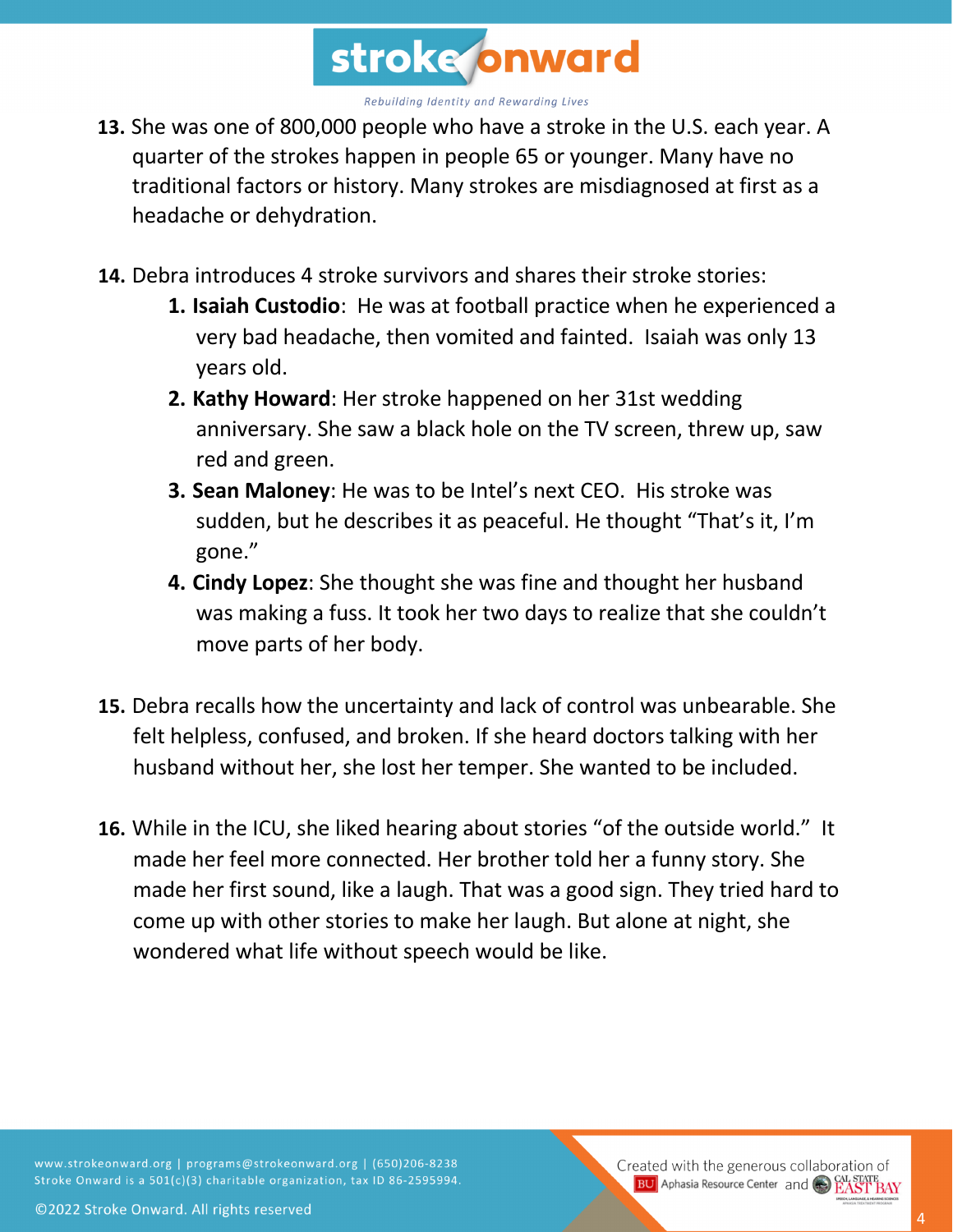13. She was one of 800,000 people who have a stroke in the U.S. each year. A quarter of the strokes happen in people 65 or younger. Many have no traditional factors or history. Many strokes are misdiagnosed at first as a headache or dehydration.

14. Debra introduces 4 stroke survivors and shares their stroke stories:
    1. **Isaiah Custodio**: He was at football practice when he experienced a very bad headache, then vomited and fainted. Isaiah was only 13 years old.
    2. **Kathy Howard**: Her stroke happened on her 31st wedding anniversary. She saw a black hole on the TV screen, threw up, saw red and green.
    3. **Sean Maloney**: He was to be Intel's next CEO. His stroke was sudden, but he describes it as peaceful. He thought "That's it, I'm gone."
    4. **Cindy Lopez**: She thought she was fine and thought her husband was making a fuss. It took her two days to realize that she couldn't move parts of her body.

15. Debra recalls how the uncertainty and lack of control was unbearable. She felt helpless, confused, and broken. If she heard doctors talking with her husband without her, she lost her temper. She wanted to be included.

16. While in the ICU, she liked hearing about stories "of the outside world." It made her feel more connected. Her brother told her a funny story. She made her first sound, like a laugh. That was a good sign. They tried hard to come up with other stories to make her laugh. But alone at night, she wondered what life without speech would be like.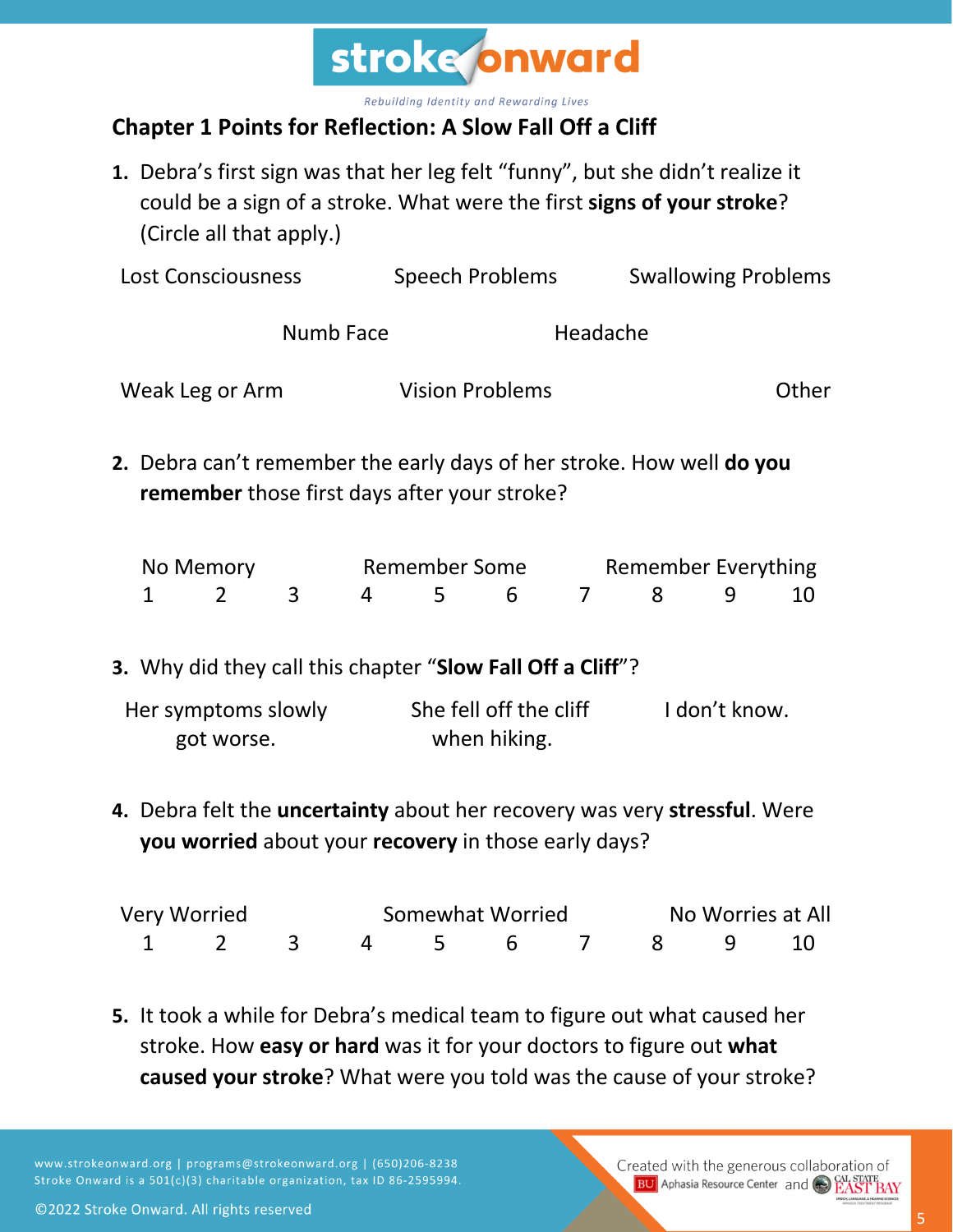## Chapter 1 Points for Reflection: A Slow Fall Off a Cliff

**1.** Debra's first sign was that her leg felt "funny", but she didn't realize it could be a sign of a stroke. What were the first **signs of your stroke**? (Circle all that apply.)

Lost Consciousness | Speech Problems | Swallowing Problems

Numb Face | Headache

Weak Leg or Arm | Vision Problems | Other

**2.** Debra can't remember the early days of her stroke. How well **do you remember** those first days after your stroke?

| No Memory | | | Remember Some | | | | Remember Everything | | |
|---|---|---|---|---|---|---|---|---|---|
| 1 | 2 | 3 | 4 | 5 | 6 | 7 | 8 | 9 | 10 |

**3.** Why did they call this chapter "**Slow Fall Off a Cliff**"?

Her symptoms slowly got worse. | She fell off the cliff when hiking. | I don't know.

**4.** Debra felt the **uncertainty** about her recovery was very **stressful**. Were **you worried** about your **recovery** in those early days?

| Very Worried | | | Somewhat Worried | | | | No Worries at All | | |
|---|---|---|---|---|---|---|---|---|---|
| 1 | 2 | 3 | 4 | 5 | 6 | 7 | 8 | 9 | 10 |

**5.** It took a while for Debra's medical team to figure out what caused her stroke. How **easy or hard** was it for your doctors to figure out **what caused your stroke**? What were you told was the cause of your stroke?

www.strokeonward.org | programs@strokeonward.org | (650)206-8238
Stroke Onward is a 501(c)(3) charitable organization, tax ID 86-2595994.

©2022 Stroke Onward. All rights reserved

Created with the generous collaboration of BU Aphasia Resource Center and Cal State East Bay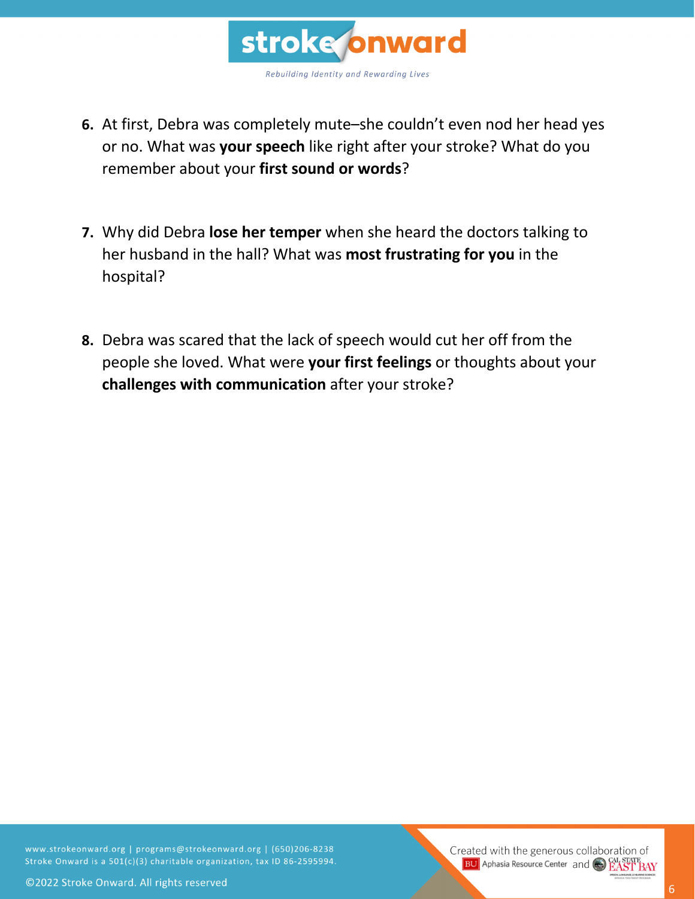6. At first, Debra was completely mute–she couldn't even nod her head yes or no. What was **your speech** like right after your stroke? What do you remember about your **first sound or words**?

7. Why did Debra **lose her temper** when she heard the doctors talking to her husband in the hall? What was **most frustrating for you** in the hospital?

8. Debra was scared that the lack of speech would cut her off from the people she loved. What were **your first feelings** or thoughts about your **challenges with communication** after your stroke?